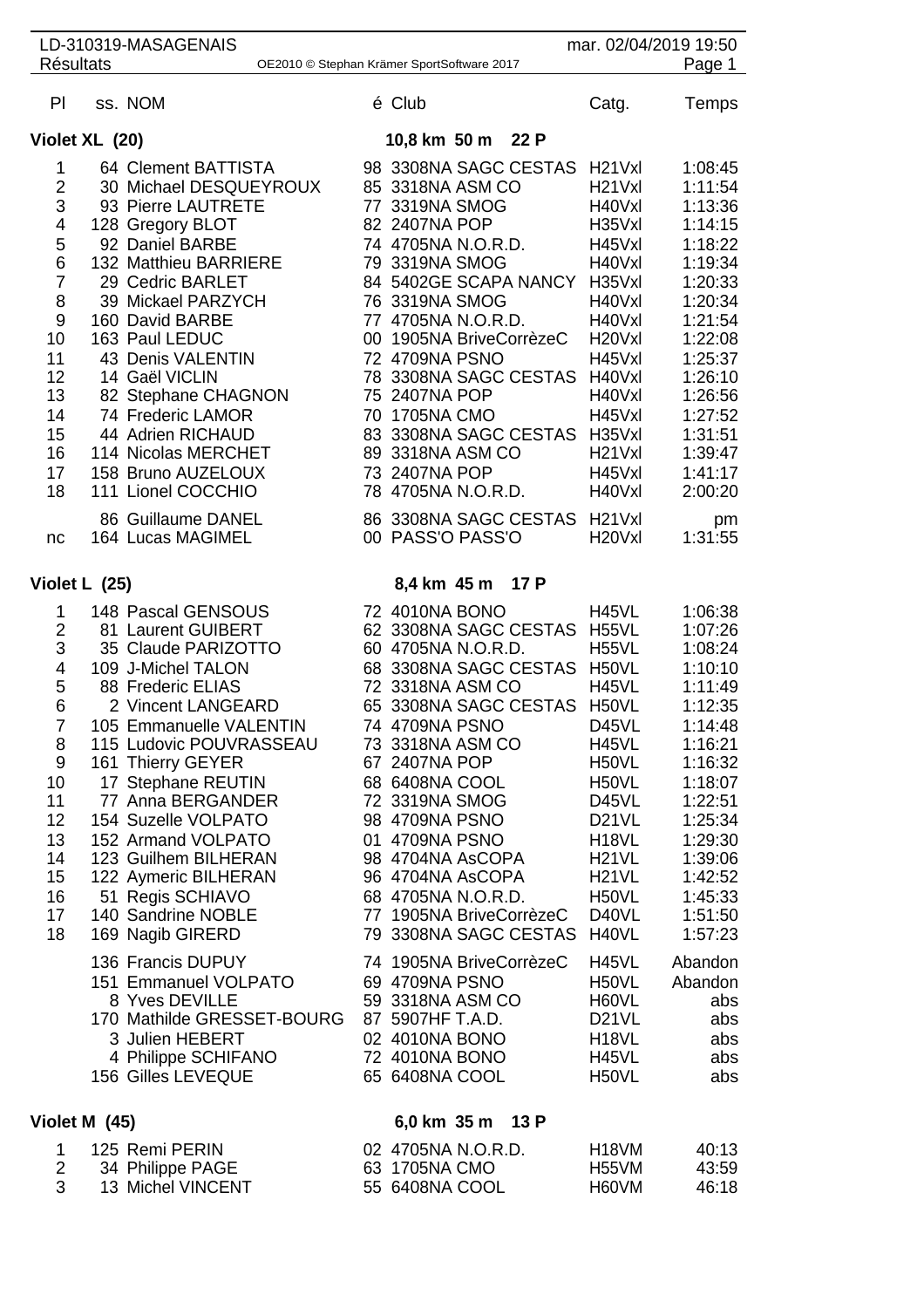LD-310319-MASAGENAIS — mar. 02/04/2019 19:50

Résultats — OE2010 © Stephan Krämer SportSoftware 2017

## Violet XL (20) — 10,8 km 50 m 22 P

| Pl | ss. | NOM | é | Club | Catg. | Temps |
|---|---|---|---|---|---|---|
| 1 | 64 | Clement BATTISTA | 98 | 3308NA SAGC CESTAS | H21Vxl | 1:08:45 |
| 2 | 30 | Michael DESQUEYROUX | 85 | 3318NA ASM CO | H21Vxl | 1:11:54 |
| 3 | 93 | Pierre LAUTRETE | 77 | 3319NA SMOG | H40Vxl | 1:13:36 |
| 4 | 128 | Gregory BLOT | 82 | 2407NA POP | H35Vxl | 1:14:15 |
| 5 | 92 | Daniel BARBE | 74 | 4705NA N.O.R.D. | H45Vxl | 1:18:22 |
| 6 | 132 | Matthieu BARRIERE | 79 | 3319NA SMOG | H40Vxl | 1:19:34 |
| 7 | 29 | Cedric BARLET | 84 | 5402GE SCAPA NANCY | H35Vxl | 1:20:33 |
| 8 | 39 | Mickael PARZYCH | 76 | 3319NA SMOG | H40Vxl | 1:20:34 |
| 9 | 160 | David BARBE | 77 | 4705NA N.O.R.D. | H40Vxl | 1:21:54 |
| 10 | 163 | Paul LEDUC | 00 | 1905NA BriveCorrèzeC | H20Vxl | 1:22:08 |
| 11 | 43 | Denis VALENTIN | 72 | 4709NA PSNO | H45Vxl | 1:25:37 |
| 12 | 14 | Gaël VICLIN | 78 | 3308NA SAGC CESTAS | H40Vxl | 1:26:10 |
| 13 | 82 | Stephane CHAGNON | 75 | 2407NA POP | H40Vxl | 1:26:56 |
| 14 | 74 | Frederic LAMOR | 70 | 1705NA CMO | H45Vxl | 1:27:52 |
| 15 | 44 | Adrien RICHAUD | 83 | 3308NA SAGC CESTAS | H35Vxl | 1:31:51 |
| 16 | 114 | Nicolas MERCHET | 89 | 3318NA ASM CO | H21Vxl | 1:39:47 |
| 17 | 158 | Bruno AUZELOUX | 73 | 2407NA POP | H45Vxl | 1:41:17 |
| 18 | 111 | Lionel COCCHIO | 78 | 4705NA N.O.R.D. | H40Vxl | 2:00:20 |
| | 86 | Guillaume DANEL | 86 | 3308NA SAGC CESTAS | H21Vxl | pm |
| nc | 164 | Lucas MAGIMEL | 00 | PASS'O PASS'O | H20Vxl | 1:31:55 |

## Violet L (25) — 8,4 km 45 m 17 P

| Pl | ss. | NOM | é | Club | Catg. | Temps |
|---|---|---|---|---|---|---|
| 1 | 148 | Pascal GENSOUS | 72 | 4010NA BONO | H45VL | 1:06:38 |
| 2 | 81 | Laurent GUIBERT | 62 | 3308NA SAGC CESTAS | H55VL | 1:07:26 |
| 3 | 35 | Claude PARIZOTTO | 60 | 4705NA N.O.R.D. | H55VL | 1:08:24 |
| 4 | 109 | J-Michel TALON | 68 | 3308NA SAGC CESTAS | H50VL | 1:10:10 |
| 5 | 88 | Frederic ELIAS | 72 | 3318NA ASM CO | H45VL | 1:11:49 |
| 6 | 2 | Vincent LANGEARD | 65 | 3308NA SAGC CESTAS | H50VL | 1:12:35 |
| 7 | 105 | Emmanuelle VALENTIN | 74 | 4709NA PSNO | D45VL | 1:14:48 |
| 8 | 115 | Ludovic POUVRASSEAU | 73 | 3318NA ASM CO | H45VL | 1:16:21 |
| 9 | 161 | Thierry GEYER | 67 | 2407NA POP | H50VL | 1:16:32 |
| 10 | 17 | Stephane REUTIN | 68 | 6408NA COOL | H50VL | 1:18:07 |
| 11 | 77 | Anna BERGANDER | 72 | 3319NA SMOG | D45VL | 1:22:51 |
| 12 | 154 | Suzelle VOLPATO | 98 | 4709NA PSNO | D21VL | 1:25:34 |
| 13 | 152 | Armand VOLPATO | 01 | 4709NA PSNO | H18VL | 1:29:30 |
| 14 | 123 | Guilhem BILHERAN | 98 | 4704NA AsCOPA | H21VL | 1:39:06 |
| 15 | 122 | Aymeric BILHERAN | 96 | 4704NA AsCOPA | H21VL | 1:42:52 |
| 16 | 51 | Regis SCHIAVO | 68 | 4705NA N.O.R.D. | H50VL | 1:45:33 |
| 17 | 140 | Sandrine NOBLE | 77 | 1905NA BriveCorrèzeC | D40VL | 1:51:50 |
| 18 | 169 | Nagib GIRERD | 79 | 3308NA SAGC CESTAS | H40VL | 1:57:23 |
| | 136 | Francis DUPUY | 74 | 1905NA BriveCorrèzeC | H45VL | Abandon |
| | 151 | Emmanuel VOLPATO | 69 | 4709NA PSNO | H50VL | Abandon |
| | 8 | Yves DEVILLE | 59 | 3318NA ASM CO | H60VL | abs |
| | 170 | Mathilde GRESSET-BOURG | 87 | 5907HF T.A.D. | D21VL | abs |
| | 3 | Julien HEBERT | 02 | 4010NA BONO | H18VL | abs |
| | 4 | Philippe SCHIFANO | 72 | 4010NA BONO | H45VL | abs |
| | 156 | Gilles LEVEQUE | 65 | 6408NA COOL | H50VL | abs |

## Violet M (45) — 6,0 km 35 m 13 P

| Pl | ss. | NOM | é | Club | Catg. | Temps |
|---|---|---|---|---|---|---|
| 1 | 125 | Remi PERIN | 02 | 4705NA N.O.R.D. | H18VM | 40:13 |
| 2 | 34 | Philippe PAGE | 63 | 1705NA CMO | H55VM | 43:59 |
| 3 | 13 | Michel VINCENT | 55 | 6408NA COOL | H60VM | 46:18 |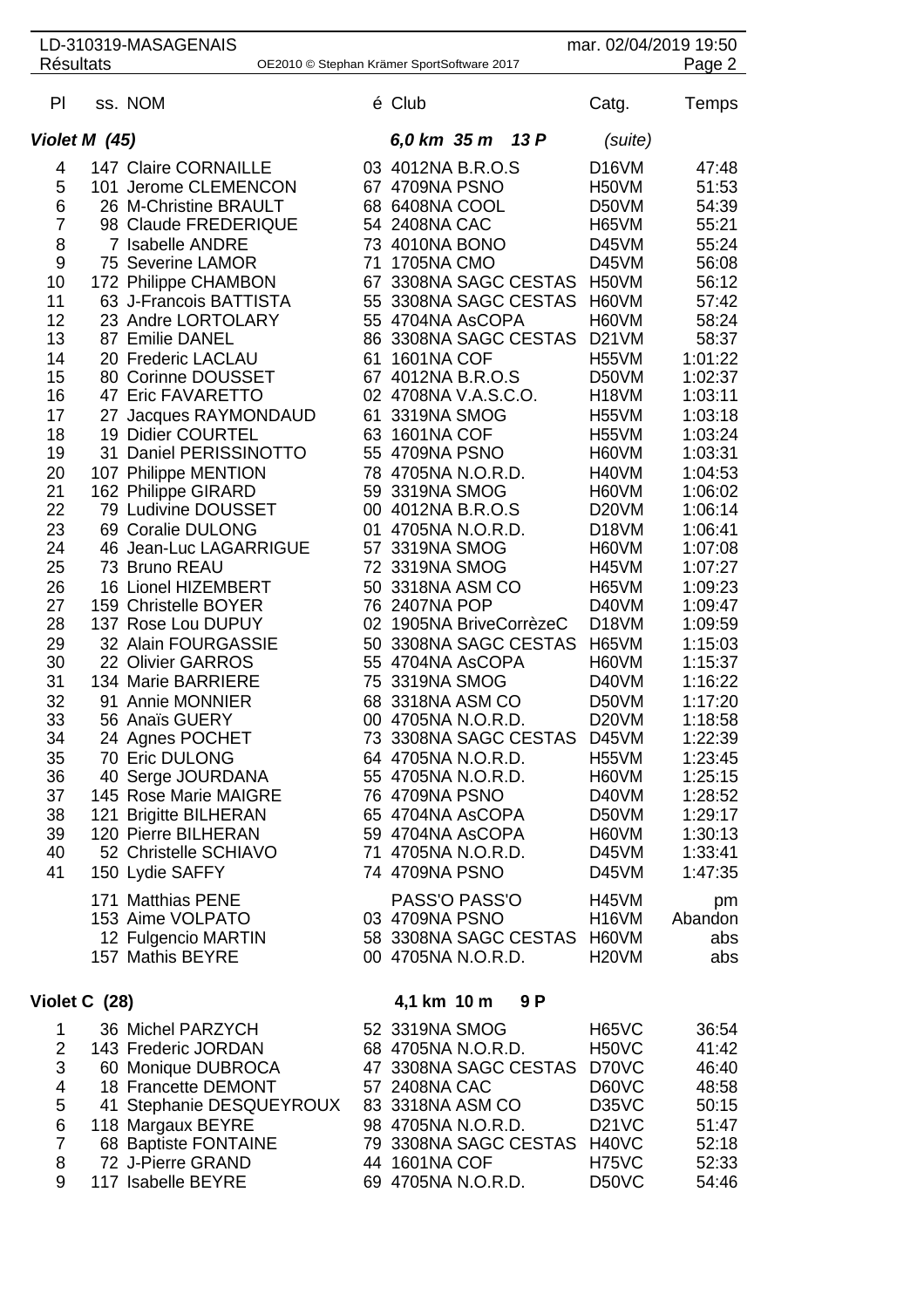| Pl | ss. | NOM | é | Club | Catg. | Temps |
|---|---|---|---|---|---|---|
| ***Violet M (45)*** | | | | ***6,0 km 35 m 13 P*** | *(suite)* | |
| 4 | 147 | Claire CORNAILLE | 03 | 4012NA B.R.O.S | D16VM | 47:48 |
| 5 | 101 | Jerome CLEMENCON | 67 | 4709NA PSNO | H50VM | 51:53 |
| 6 | 26 | M-Christine BRAULT | 68 | 6408NA COOL | D50VM | 54:39 |
| 7 | 98 | Claude FREDERIQUE | 54 | 2408NA CAC | H65VM | 55:21 |
| 8 | 7 | Isabelle ANDRE | 73 | 4010NA BONO | D45VM | 55:24 |
| 9 | 75 | Severine LAMOR | 71 | 1705NA CMO | D45VM | 56:08 |
| 10 | 172 | Philippe CHAMBON | 67 | 3308NA SAGC CESTAS | H50VM | 56:12 |
| 11 | 63 | J-Francois BATTISTA | 55 | 3308NA SAGC CESTAS | H60VM | 57:42 |
| 12 | 23 | Andre LORTOLARY | 55 | 4704NA AsCOPA | H60VM | 58:24 |
| 13 | 87 | Emilie DANEL | 86 | 3308NA SAGC CESTAS | D21VM | 58:37 |
| 14 | 20 | Frederic LACLAU | 61 | 1601NA COF | H55VM | 1:01:22 |
| 15 | 80 | Corinne DOUSSET | 67 | 4012NA B.R.O.S | D50VM | 1:02:37 |
| 16 | 47 | Eric FAVARETTO | 02 | 4708NA V.A.S.C.O. | H18VM | 1:03:11 |
| 17 | 27 | Jacques RAYMONDAUD | 61 | 3319NA SMOG | H55VM | 1:03:18 |
| 18 | 19 | Didier COURTEL | 63 | 1601NA COF | H55VM | 1:03:24 |
| 19 | 31 | Daniel PERISSINOTTO | 55 | 4709NA PSNO | H60VM | 1:03:31 |
| 20 | 107 | Philippe MENTION | 78 | 4705NA N.O.R.D. | H40VM | 1:04:53 |
| 21 | 162 | Philippe GIRARD | 59 | 3319NA SMOG | H60VM | 1:06:02 |
| 22 | 79 | Ludivine DOUSSET | 00 | 4012NA B.R.O.S | D20VM | 1:06:14 |
| 23 | 69 | Coralie DULONG | 01 | 4705NA N.O.R.D. | D18VM | 1:06:41 |
| 24 | 46 | Jean-Luc LAGARRIGUE | 57 | 3319NA SMOG | H60VM | 1:07:08 |
| 25 | 73 | Bruno REAU | 72 | 3319NA SMOG | H45VM | 1:07:27 |
| 26 | 16 | Lionel HIZEMBERT | 50 | 3318NA ASM CO | H65VM | 1:09:23 |
| 27 | 159 | Christelle BOYER | 76 | 2407NA POP | D40VM | 1:09:47 |
| 28 | 137 | Rose Lou DUPUY | 02 | 1905NA BriveCorrèzeC | D18VM | 1:09:59 |
| 29 | 32 | Alain FOURGASSIE | 50 | 3308NA SAGC CESTAS | H65VM | 1:15:03 |
| 30 | 22 | Olivier GARROS | 55 | 4704NA AsCOPA | H60VM | 1:15:37 |
| 31 | 134 | Marie BARRIERE | 75 | 3319NA SMOG | D40VM | 1:16:22 |
| 32 | 91 | Annie MONNIER | 68 | 3318NA ASM CO | D50VM | 1:17:20 |
| 33 | 56 | Anaïs GUERY | 00 | 4705NA N.O.R.D. | D20VM | 1:18:58 |
| 34 | 24 | Agnes POCHET | 73 | 3308NA SAGC CESTAS | D45VM | 1:22:39 |
| 35 | 70 | Eric DULONG | 64 | 4705NA N.O.R.D. | H55VM | 1:23:45 |
| 36 | 40 | Serge JOURDANA | 55 | 4705NA N.O.R.D. | H60VM | 1:25:15 |
| 37 | 145 | Rose Marie MAIGRE | 76 | 4709NA PSNO | D40VM | 1:28:52 |
| 38 | 121 | Brigitte BILHERAN | 65 | 4704NA AsCOPA | D50VM | 1:29:17 |
| 39 | 120 | Pierre BILHERAN | 59 | 4704NA AsCOPA | H60VM | 1:30:13 |
| 40 | 52 | Christelle SCHIAVO | 71 | 4705NA N.O.R.D. | D45VM | 1:33:41 |
| 41 | 150 | Lydie SAFFY | 74 | 4709NA PSNO | D45VM | 1:47:35 |
| | 171 | Matthias PENE | | PASS'O PASS'O | H45VM | pm |
| | 153 | Aime VOLPATO | 03 | 4709NA PSNO | H16VM | Abandon |
| | 12 | Fulgencio MARTIN | 58 | 3308NA SAGC CESTAS | H60VM | abs |
| | 157 | Mathis BEYRE | 00 | 4705NA N.O.R.D. | H20VM | abs |

| Pl | ss. | NOM | é | Club | Catg. | Temps |
|---|---|---|---|---|---|---|
| **Violet C (28)** | | | | **4,1 km 10 m 9 P** | | |
| 1 | 36 | Michel PARZYCH | 52 | 3319NA SMOG | H65VC | 36:54 |
| 2 | 143 | Frederic JORDAN | 68 | 4705NA N.O.R.D. | H50VC | 41:42 |
| 3 | 60 | Monique DUBROCA | 47 | 3308NA SAGC CESTAS | D70VC | 46:40 |
| 4 | 18 | Francette DEMONT | 57 | 2408NA CAC | D60VC | 48:58 |
| 5 | 41 | Stephanie DESQUEYROUX | 83 | 3318NA ASM CO | D35VC | 50:15 |
| 6 | 118 | Margaux BEYRE | 98 | 4705NA N.O.R.D. | D21VC | 51:47 |
| 7 | 68 | Baptiste FONTAINE | 79 | 3308NA SAGC CESTAS | H40VC | 52:18 |
| 8 | 72 | J-Pierre GRAND | 44 | 1601NA COF | H75VC | 52:33 |
| 9 | 117 | Isabelle BEYRE | 69 | 4705NA N.O.R.D. | D50VC | 54:46 |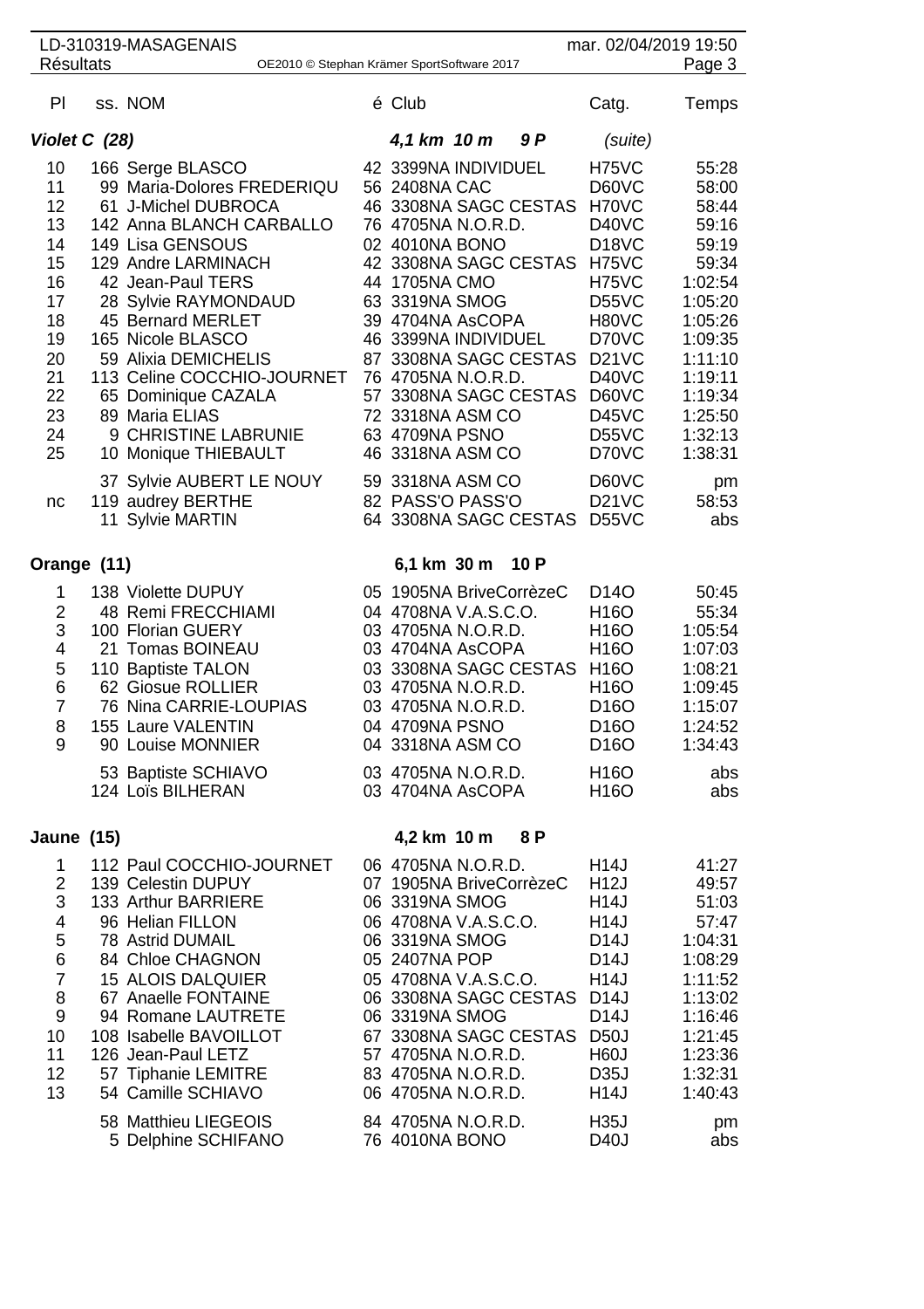| Pl | ss. | NOM | é | Club | Catg. | Temps |
|---|---|---|---|---|---|---|
| **Violet C (28)** | | | | **4,1 km 10 m 9 P** | (suite) | |
| 10 | 166 | Serge BLASCO | 42 | 3399NA INDIVIDUEL | H75VC | 55:28 |
| 11 | 99 | Maria-Dolores FREDERIQU | 56 | 2408NA CAC | D60VC | 58:00 |
| 12 | 61 | J-Michel DUBROCA | 46 | 3308NA SAGC CESTAS | H70VC | 58:44 |
| 13 | 142 | Anna BLANCH CARBALLO | 76 | 4705NA N.O.R.D. | D40VC | 59:16 |
| 14 | 149 | Lisa GENSOUS | 02 | 4010NA BONO | D18VC | 59:19 |
| 15 | 129 | Andre LARMINACH | 42 | 3308NA SAGC CESTAS | H75VC | 59:34 |
| 16 | 42 | Jean-Paul TERS | 44 | 1705NA CMO | H75VC | 1:02:54 |
| 17 | 28 | Sylvie RAYMONDAUD | 63 | 3319NA SMOG | D55VC | 1:05:20 |
| 18 | 45 | Bernard MERLET | 39 | 4704NA AsCOPA | H80VC | 1:05:26 |
| 19 | 165 | Nicole BLASCO | 46 | 3399NA INDIVIDUEL | D70VC | 1:09:35 |
| 20 | 59 | Alixia DEMICHELIS | 87 | 3308NA SAGC CESTAS | D21VC | 1:11:10 |
| 21 | 113 | Celine COCCHIO-JOURNET | 76 | 4705NA N.O.R.D. | D40VC | 1:19:11 |
| 22 | 65 | Dominique CAZALA | 57 | 3308NA SAGC CESTAS | D60VC | 1:19:34 |
| 23 | 89 | Maria ELIAS | 72 | 3318NA ASM CO | D45VC | 1:25:50 |
| 24 | 9 | CHRISTINE LABRUNIE | 63 | 4709NA PSNO | D55VC | 1:32:13 |
| 25 | 10 | Monique THIEBAULT | 46 | 3318NA ASM CO | D70VC | 1:38:31 |
| | 37 | Sylvie AUBERT LE NOUY | 59 | 3318NA ASM CO | D60VC | pm |
| nc | 119 | audrey BERTHE | 82 | PASS'O PASS'O | D21VC | 58:53 |
| | 11 | Sylvie MARTIN | 64 | 3308NA SAGC CESTAS | D55VC | abs |
| **Orange (11)** | | | | **6,1 km 30 m 10 P** | | |
| 1 | 138 | Violette DUPUY | 05 | 1905NA BriveCorrèzeC | D14O | 50:45 |
| 2 | 48 | Remi FRECCHIAMI | 04 | 4708NA V.A.S.C.O. | H16O | 55:34 |
| 3 | 100 | Florian GUERY | 03 | 4705NA N.O.R.D. | H16O | 1:05:54 |
| 4 | 21 | Tomas BOINEAU | 03 | 4704NA AsCOPA | H16O | 1:07:03 |
| 5 | 110 | Baptiste TALON | 03 | 3308NA SAGC CESTAS | H16O | 1:08:21 |
| 6 | 62 | Giosue ROLLIER | 03 | 4705NA N.O.R.D. | H16O | 1:09:45 |
| 7 | 76 | Nina CARRIE-LOUPIAS | 03 | 4705NA N.O.R.D. | D16O | 1:15:07 |
| 8 | 155 | Laure VALENTIN | 04 | 4709NA PSNO | D16O | 1:24:52 |
| 9 | 90 | Louise MONNIER | 04 | 3318NA ASM CO | D16O | 1:34:43 |
| | 53 | Baptiste SCHIAVO | 03 | 4705NA N.O.R.D. | H16O | abs |
| | 124 | Loïs BILHERAN | 03 | 4704NA AsCOPA | H16O | abs |
| **Jaune (15)** | | | | **4,2 km 10 m 8 P** | | |
| 1 | 112 | Paul COCCHIO-JOURNET | 06 | 4705NA N.O.R.D. | H14J | 41:27 |
| 2 | 139 | Celestin DUPUY | 07 | 1905NA BriveCorrèzeC | H12J | 49:57 |
| 3 | 133 | Arthur BARRIERE | 06 | 3319NA SMOG | H14J | 51:03 |
| 4 | 96 | Helian FILLON | 06 | 4708NA V.A.S.C.O. | H14J | 57:47 |
| 5 | 78 | Astrid DUMAIL | 06 | 3319NA SMOG | D14J | 1:04:31 |
| 6 | 84 | Chloe CHAGNON | 05 | 2407NA POP | D14J | 1:08:29 |
| 7 | 15 | ALOIS DALQUIER | 05 | 4708NA V.A.S.C.O. | H14J | 1:11:52 |
| 8 | 67 | Anaelle FONTAINE | 06 | 3308NA SAGC CESTAS | D14J | 1:13:02 |
| 9 | 94 | Romane LAUTRETE | 06 | 3319NA SMOG | D14J | 1:16:46 |
| 10 | 108 | Isabelle BAVOILLOT | 67 | 3308NA SAGC CESTAS | D50J | 1:21:45 |
| 11 | 126 | Jean-Paul LETZ | 57 | 4705NA N.O.R.D. | H60J | 1:23:36 |
| 12 | 57 | Tiphanie LEMITRE | 83 | 4705NA N.O.R.D. | D35J | 1:32:31 |
| 13 | 54 | Camille SCHIAVO | 06 | 4705NA N.O.R.D. | H14J | 1:40:43 |
| | 58 | Matthieu LIEGEOIS | 84 | 4705NA N.O.R.D. | H35J | pm |
| | 5 | Delphine SCHIFANO | 76 | 4010NA BONO | D40J | abs |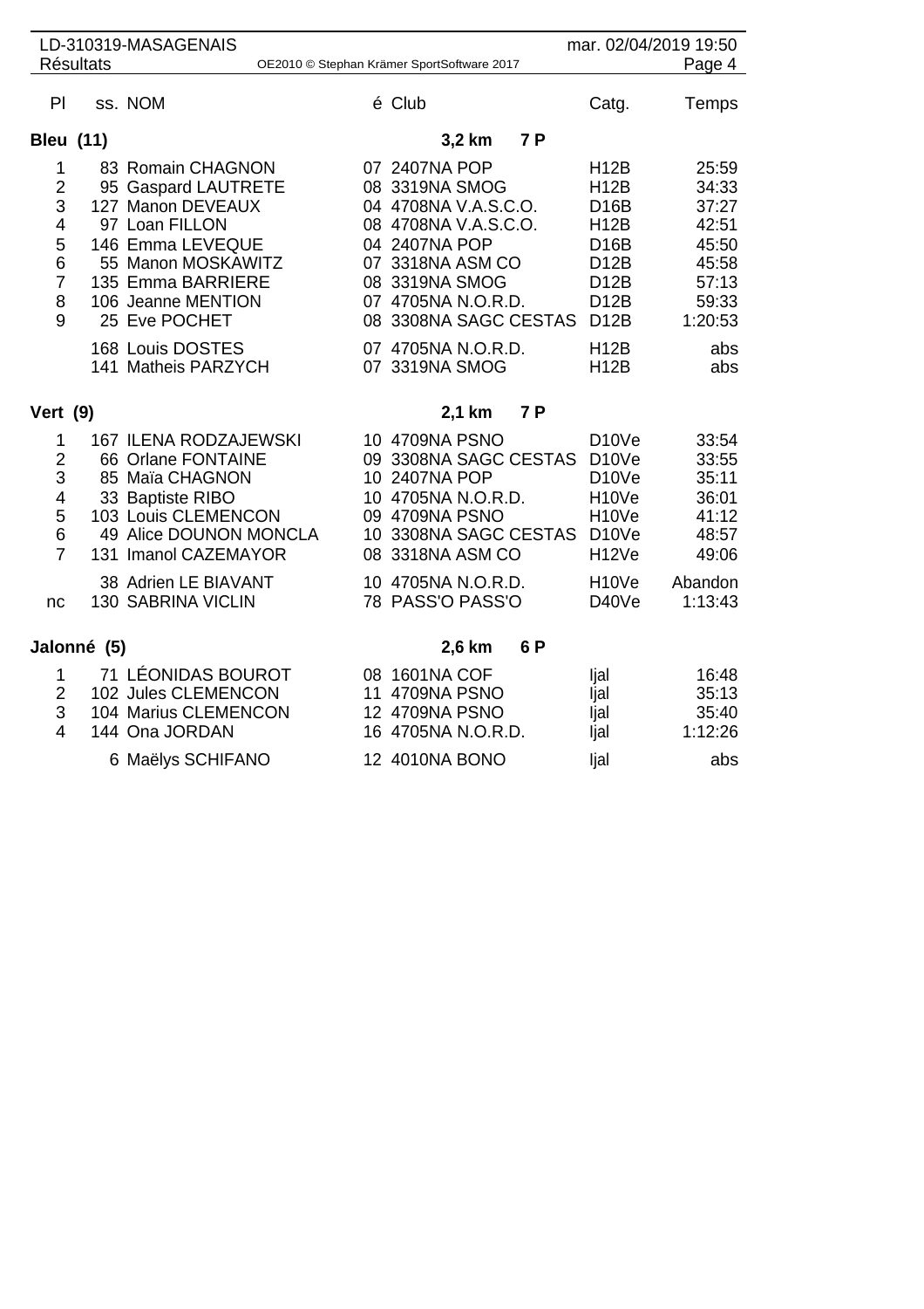LD-310319-MASAGENAIS

Résultats

mar. 02/04/2019 19:50

OE2010 © Stephan Krämer SportSoftware 2017

| Pl | ss. | NOM | é | Club | Catg. | Temps |
|---|---|---|---|---|---|---|
| **Bleu (11)** | | | | **3,2 km 7 P** | | |
| 1 | 83 | Romain CHAGNON | 07 | 2407NA POP | H12B | 25:59 |
| 2 | 95 | Gaspard LAUTRETE | 08 | 3319NA SMOG | H12B | 34:33 |
| 3 | 127 | Manon DEVEAUX | 04 | 4708NA V.A.S.C.O. | D16B | 37:27 |
| 4 | 97 | Loan FILLON | 08 | 4708NA V.A.S.C.O. | H12B | 42:51 |
| 5 | 146 | Emma LEVEQUE | 04 | 2407NA POP | D16B | 45:50 |
| 6 | 55 | Manon MOSKAWITZ | 07 | 3318NA ASM CO | D12B | 45:58 |
| 7 | 135 | Emma BARRIERE | 08 | 3319NA SMOG | D12B | 57:13 |
| 8 | 106 | Jeanne MENTION | 07 | 4705NA N.O.R.D. | D12B | 59:33 |
| 9 | 25 | Eve POCHET | 08 | 3308NA SAGC CESTAS | D12B | 1:20:53 |
| | 168 | Louis DOSTES | 07 | 4705NA N.O.R.D. | H12B | abs |
| | 141 | Matheis PARZYCH | 07 | 3319NA SMOG | H12B | abs |
| **Vert (9)** | | | | **2,1 km 7 P** | | |
| 1 | 167 | ILENA RODZAJEWSKI | 10 | 4709NA PSNO | D10Ve | 33:54 |
| 2 | 66 | Orlane FONTAINE | 09 | 3308NA SAGC CESTAS | D10Ve | 33:55 |
| 3 | 85 | Maïa CHAGNON | 10 | 2407NA POP | D10Ve | 35:11 |
| 4 | 33 | Baptiste RIBO | 10 | 4705NA N.O.R.D. | H10Ve | 36:01 |
| 5 | 103 | Louis CLEMENCON | 09 | 4709NA PSNO | H10Ve | 41:12 |
| 6 | 49 | Alice DOUNON MONCLA | 10 | 3308NA SAGC CESTAS | D10Ve | 48:57 |
| 7 | 131 | Imanol CAZEMAYOR | 08 | 3318NA ASM CO | H12Ve | 49:06 |
| | 38 | Adrien LE BIAVANT | 10 | 4705NA N.O.R.D. | H10Ve | Abandon |
| nc | 130 | SABRINA VICLIN | 78 | PASS'O PASS'O | D40Ve | 1:13:43 |
| **Jalonné (5)** | | | | **2,6 km 6 P** | | |
| 1 | 71 | LÉONIDAS BOUROT | 08 | 1601NA COF | Ijal | 16:48 |
| 2 | 102 | Jules CLEMENCON | 11 | 4709NA PSNO | Ijal | 35:13 |
| 3 | 104 | Marius CLEMENCON | 12 | 4709NA PSNO | Ijal | 35:40 |
| 4 | 144 | Ona JORDAN | 16 | 4705NA N.O.R.D. | Ijal | 1:12:26 |
| | 6 | Maëlys SCHIFANO | 12 | 4010NA BONO | Ijal | abs |